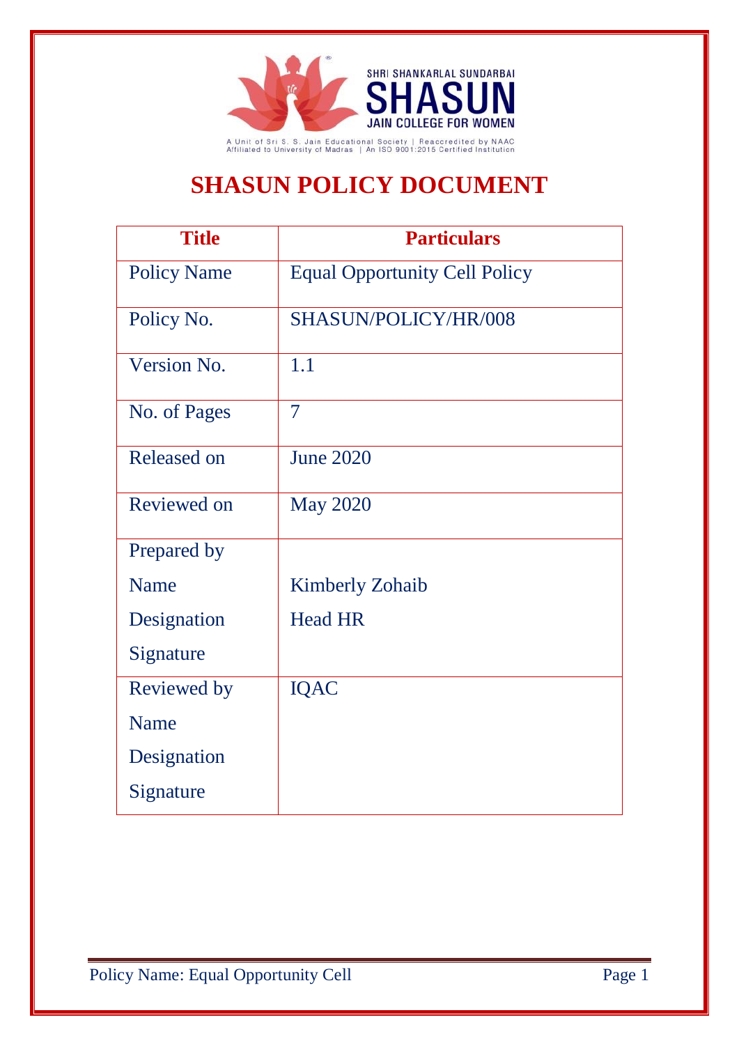SHRI SHANKARLAL SUNDARBAI

**SHASUN**

JAIN COLLEGE FOR WOMEN

A Unit of Sri S. S. Jain Educational Society | Reaccredited by NAAC
Affiliated to University of Madras | An ISO 9001:2015 Certified Institution

# SHASUN POLICY DOCUMENT

| Title | Particulars |
|---|---|
| Policy Name | Equal Opportunity Cell Policy |
| Policy No. | SHASUN/POLICY/HR/008 |
| Version No. | 1.1 |
| No. of Pages | 7 |
| Released on | June 2020 |
| Reviewed on | May 2020 |
| Prepared by<br>Name<br>Designation<br>Signature | <br>Kimberly Zohaib<br>Head HR<br> |
| Reviewed by<br>Name<br>Designation<br>Signature | IQAC |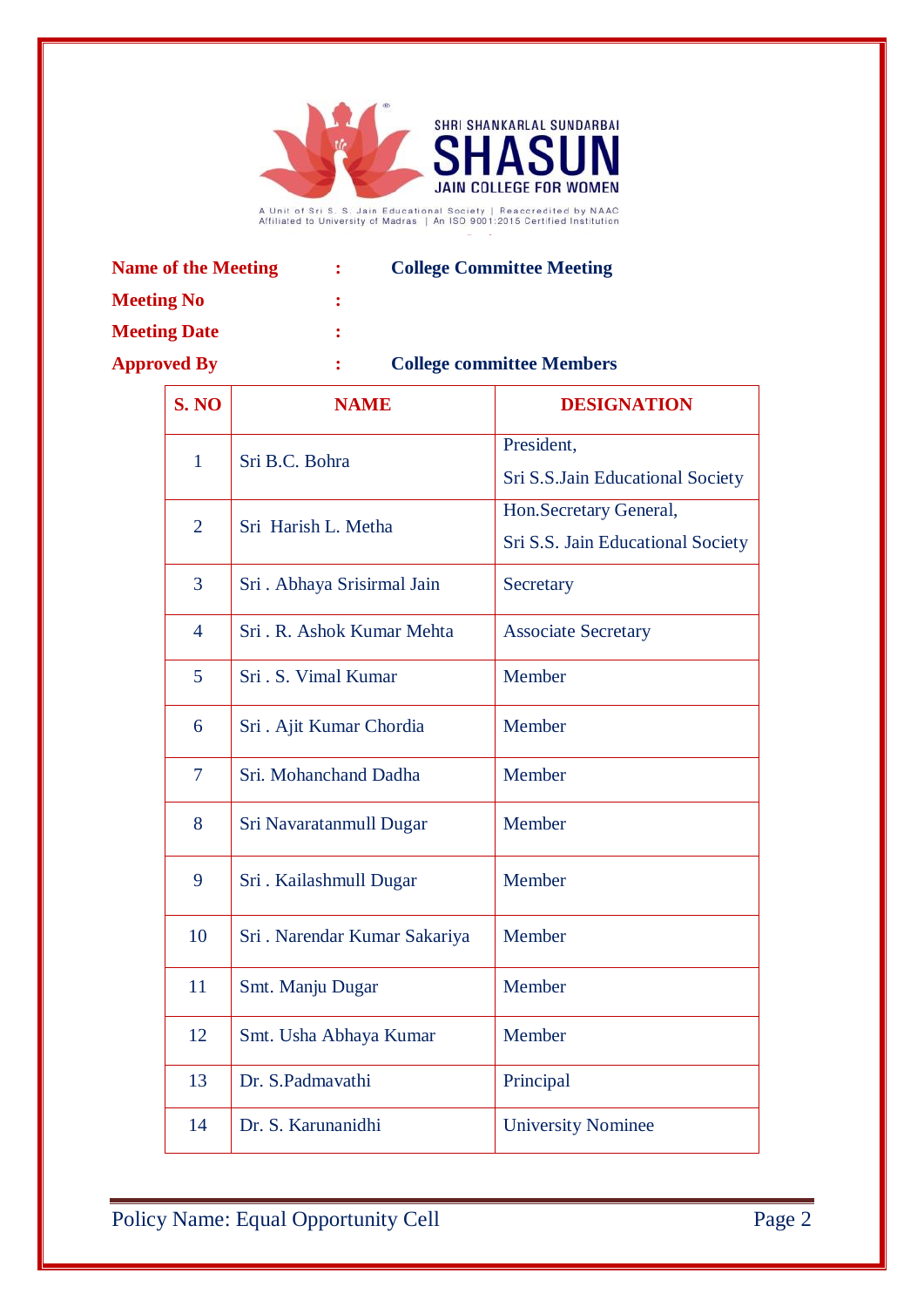SHRI SHANKARLAL SUNDARBAI
**SHASUN**
JAIN COLLEGE FOR WOMEN

A Unit of Sri S. S. Jain Educational Society | Reaccredited by NAAC
Affiliated to University of Madras | An ISO 9001:2015 Certified Institution

**Name of the Meeting** : **College Committee Meeting**

**Meeting No** :

**Meeting Date** :

**Approved By** : **College committee Members**

| S. NO | NAME | DESIGNATION |
|---|---|---|
| 1 | Sri B.C. Bohra | President, Sri S.S.Jain Educational Society |
| 2 | Sri Harish L. Metha | Hon.Secretary General, Sri S.S. Jain Educational Society |
| 3 | Sri . Abhaya Srisirmal Jain | Secretary |
| 4 | Sri . R. Ashok Kumar Mehta | Associate Secretary |
| 5 | Sri . S. Vimal Kumar | Member |
| 6 | Sri . Ajit Kumar Chordia | Member |
| 7 | Sri. Mohanchand Dadha | Member |
| 8 | Sri Navaratanmull Dugar | Member |
| 9 | Sri . Kailashmull Dugar | Member |
| 10 | Sri . Narendar Kumar Sakariya | Member |
| 11 | Smt. Manju Dugar | Member |
| 12 | Smt. Usha Abhaya Kumar | Member |
| 13 | Dr. S.Padmavathi | Principal |
| 14 | Dr. S. Karunanidhi | University Nominee |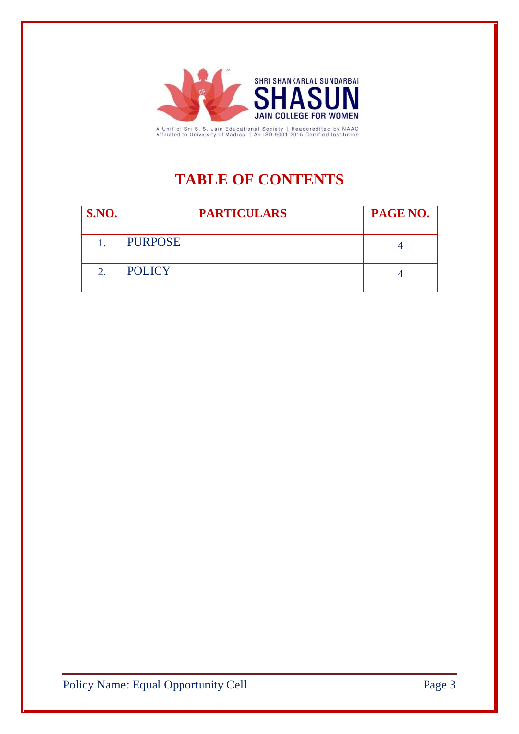SHRI SHANKARLAL SUNDARBAI

SHASUN

JAIN COLLEGE FOR WOMEN

A Unit of Sri S. S. Jain Educational Society | Reaccredited by NAAC
Affiliated to University of Madras | An ISO 9001:2015 Certified Institution

# TABLE OF CONTENTS

| S.NO. | PARTICULARS | PAGE NO. |
|---|---|---|
| 1. | PURPOSE | 4 |
| 2. | POLICY | 4 |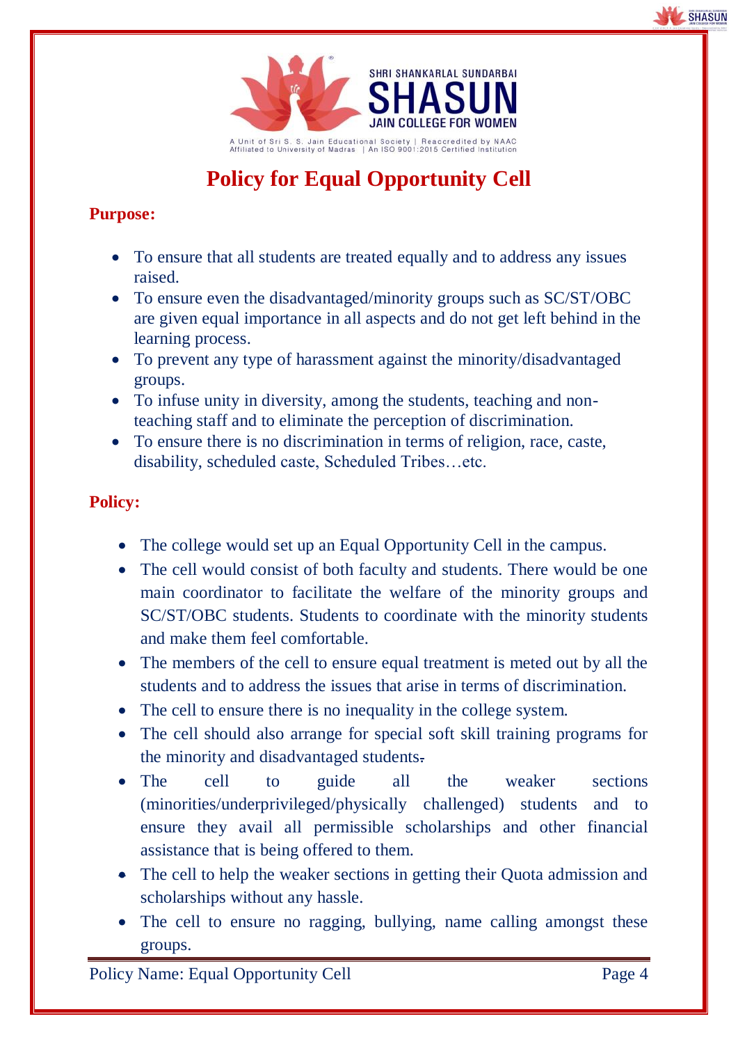# Policy for Equal Opportunity Cell

**Purpose:**

- To ensure that all students are treated equally and to address any issues raised.
- To ensure even the disadvantaged/minority groups such as SC/ST/OBC are given equal importance in all aspects and do not get left behind in the learning process.
- To prevent any type of harassment against the minority/disadvantaged groups.
- To infuse unity in diversity, among the students, teaching and non-teaching staff and to eliminate the perception of discrimination.
- To ensure there is no discrimination in terms of religion, race, caste, disability, scheduled caste, Scheduled Tribes…etc.

**Policy:**

- The college would set up an Equal Opportunity Cell in the campus.
- The cell would consist of both faculty and students. There would be one main coordinator to facilitate the welfare of the minority groups and SC/ST/OBC students. Students to coordinate with the minority students and make them feel comfortable.
- The members of the cell to ensure equal treatment is meted out by all the students and to address the issues that arise in terms of discrimination.
- The cell to ensure there is no inequality in the college system.
- The cell should also arrange for special soft skill training programs for the minority and disadvantaged students.
- The cell to guide all the weaker sections (minorities/underprivileged/physically challenged) students and to ensure they avail all permissible scholarships and other financial assistance that is being offered to them.
- The cell to help the weaker sections in getting their Quota admission and scholarships without any hassle.
- The cell to ensure no ragging, bullying, name calling amongst these groups.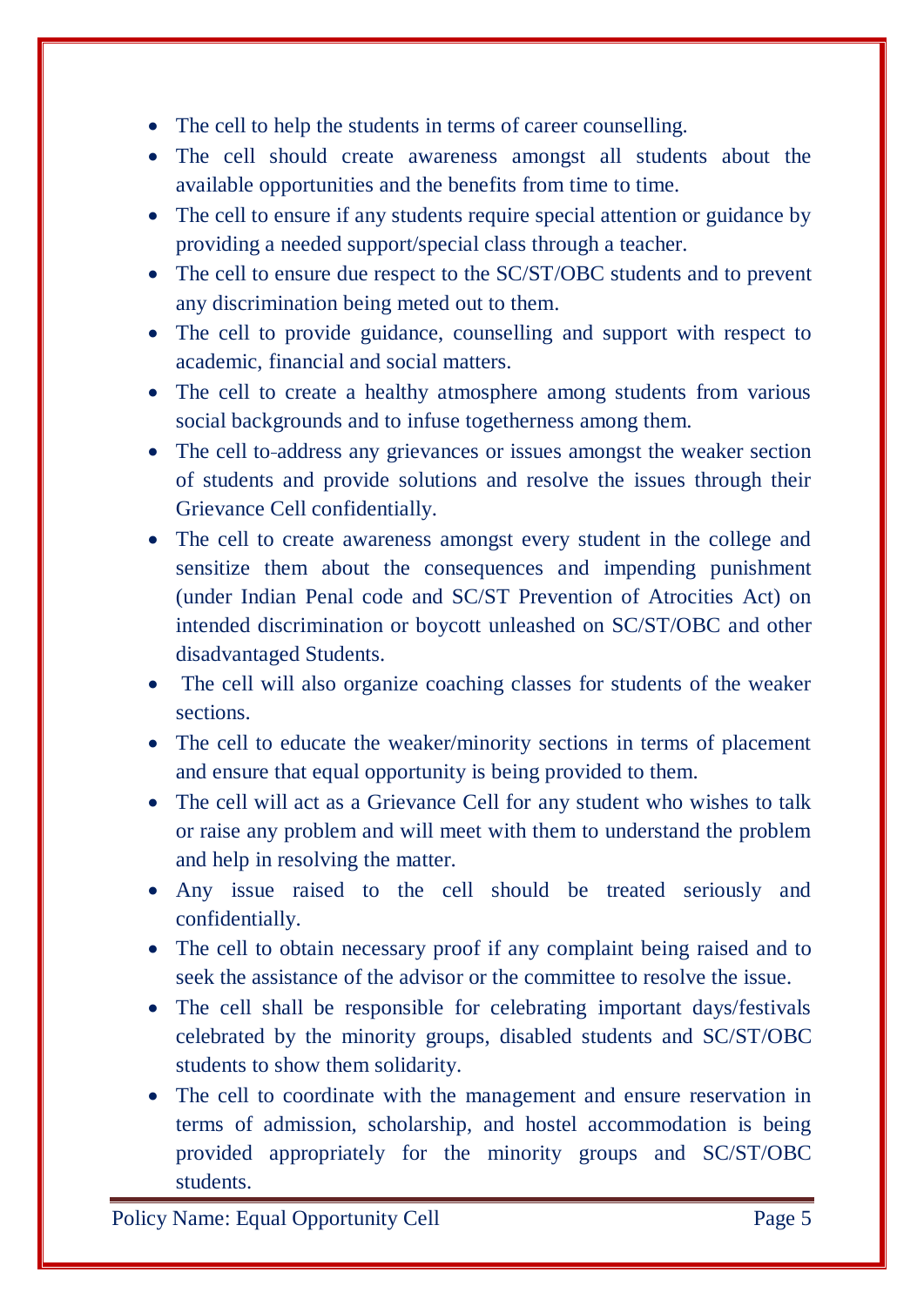- The cell to help the students in terms of career counselling.
- The cell should create awareness amongst all students about the available opportunities and the benefits from time to time.
- The cell to ensure if any students require special attention or guidance by providing a needed support/special class through a teacher.
- The cell to ensure due respect to the SC/ST/OBC students and to prevent any discrimination being meted out to them.
- The cell to provide guidance, counselling and support with respect to academic, financial and social matters.
- The cell to create a healthy atmosphere among students from various social backgrounds and to infuse togetherness among them.
- The cell to address any grievances or issues amongst the weaker section of students and provide solutions and resolve the issues through their Grievance Cell confidentially.
- The cell to create awareness amongst every student in the college and sensitize them about the consequences and impending punishment (under Indian Penal code and SC/ST Prevention of Atrocities Act) on intended discrimination or boycott unleashed on SC/ST/OBC and other disadvantaged Students.
- The cell will also organize coaching classes for students of the weaker sections.
- The cell to educate the weaker/minority sections in terms of placement and ensure that equal opportunity is being provided to them.
- The cell will act as a Grievance Cell for any student who wishes to talk or raise any problem and will meet with them to understand the problem and help in resolving the matter.
- Any issue raised to the cell should be treated seriously and confidentially.
- The cell to obtain necessary proof if any complaint being raised and to seek the assistance of the advisor or the committee to resolve the issue.
- The cell shall be responsible for celebrating important days/festivals celebrated by the minority groups, disabled students and SC/ST/OBC students to show them solidarity.
- The cell to coordinate with the management and ensure reservation in terms of admission, scholarship, and hostel accommodation is being provided appropriately for the minority groups and SC/ST/OBC students.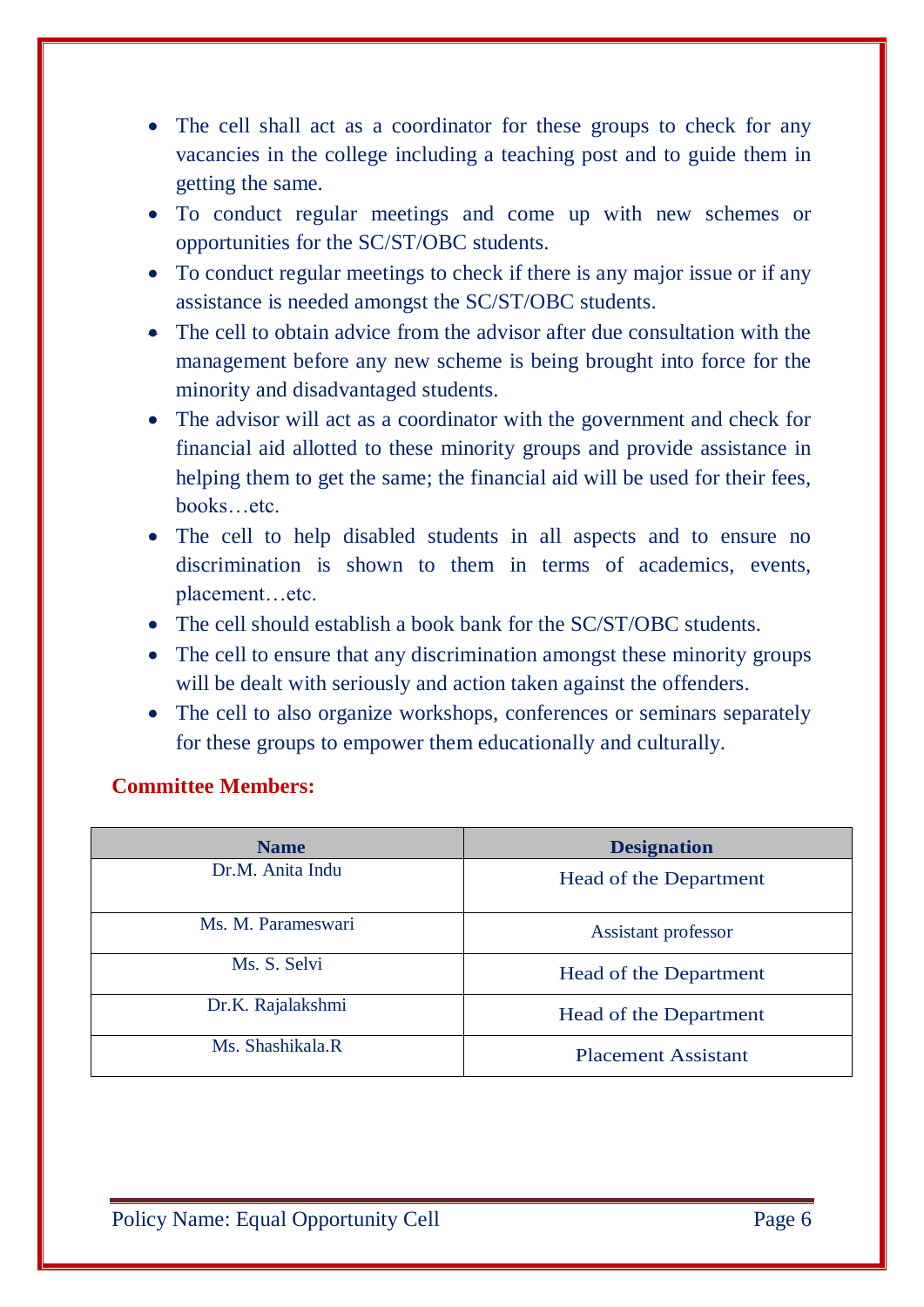- The cell shall act as a coordinator for these groups to check for any vacancies in the college including a teaching post and to guide them in getting the same.
- To conduct regular meetings and come up with new schemes or opportunities for the SC/ST/OBC students.
- To conduct regular meetings to check if there is any major issue or if any assistance is needed amongst the SC/ST/OBC students.
- The cell to obtain advice from the advisor after due consultation with the management before any new scheme is being brought into force for the minority and disadvantaged students.
- The advisor will act as a coordinator with the government and check for financial aid allotted to these minority groups and provide assistance in helping them to get the same; the financial aid will be used for their fees, books…etc.
- The cell to help disabled students in all aspects and to ensure no discrimination is shown to them in terms of academics, events, placement…etc.
- The cell should establish a book bank for the SC/ST/OBC students.
- The cell to ensure that any discrimination amongst these minority groups will be dealt with seriously and action taken against the offenders.
- The cell to also organize workshops, conferences or seminars separately for these groups to empower them educationally and culturally.

**Committee Members:**

| Name | Designation |
|---|---|
| Dr.M. Anita Indu | Head of the Department |
| Ms. M. Parameswari | Assistant professor |
| Ms. S. Selvi | Head of the Department |
| Dr.K. Rajalakshmi | Head of the Department |
| Ms. Shashikala.R | Placement Assistant |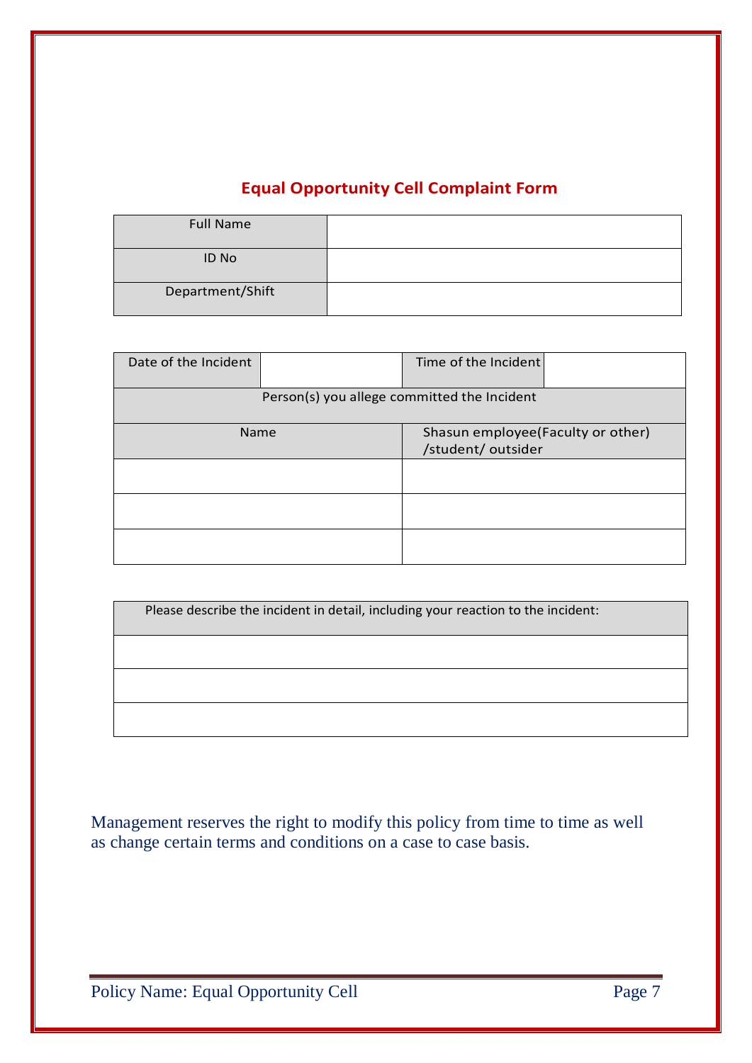## Equal Opportunity Cell Complaint Form

| | |
|---|---|
| Full Name | |
| ID No | |
| Department/Shift | |

| | | | |
|---|---|---|---|
| Date of the Incident | | Time of the Incident | |
| Person(s) you allege committed the Incident | | | |
| Name | | Shasun employee(Faculty or other) /student/ outsider | |
| | | | |
| | | | |
| | | | |

| Please describe the incident in detail, including your reaction to the incident: |
|---|
| |
| |
| |

Management reserves the right to modify this policy from time to time as well as change certain terms and conditions on a case to case basis.

Policy Name: Equal Opportunity Cell